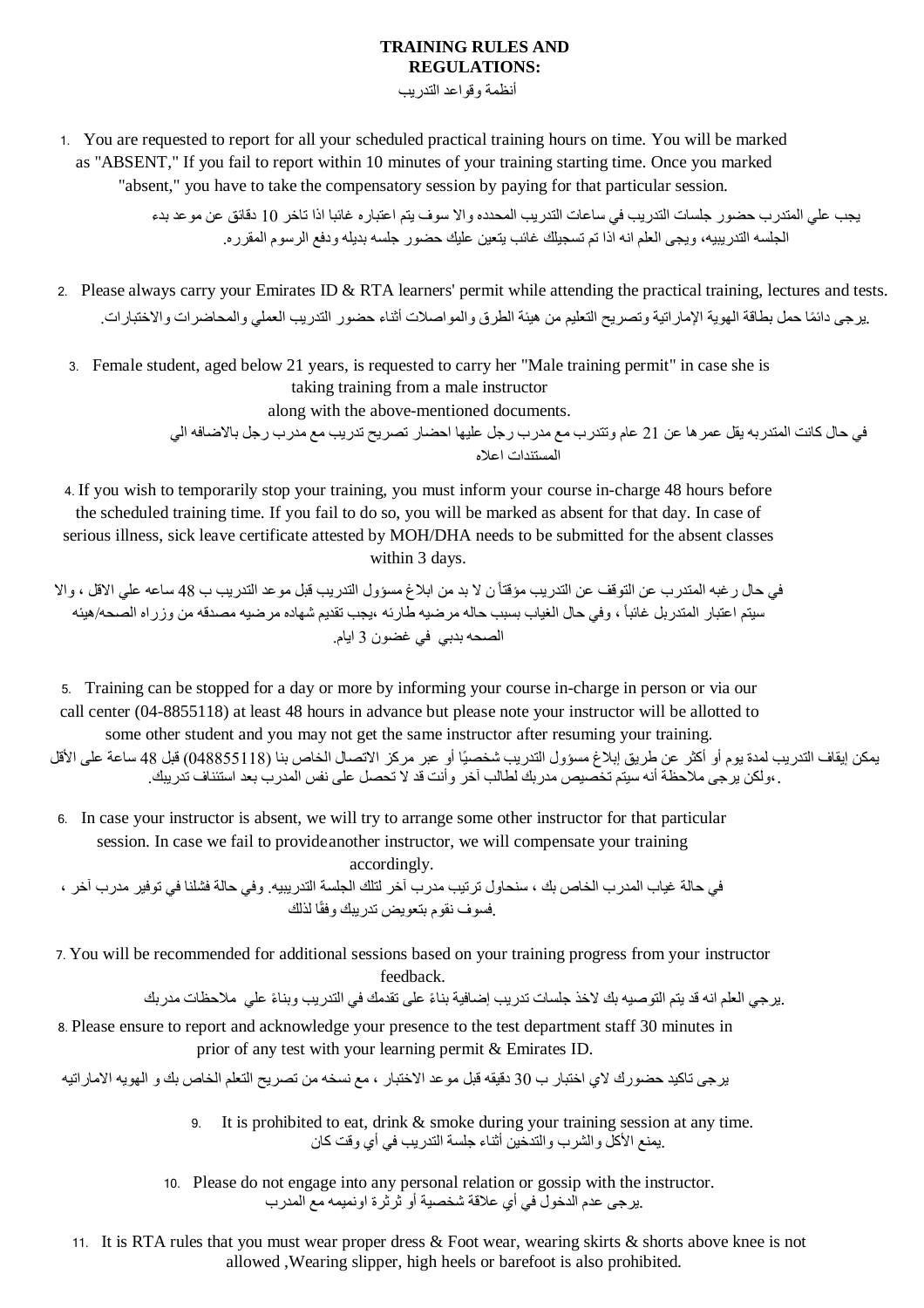# TRAINING RULES AND REGULATIONS:

أنظمة وقواعد التدريب

1. You are requested to report for all your scheduled practical training hours on time. You will be marked as "ABSENT," If you fail to report within 10 minutes of your training starting time. Once you marked "absent," you have to take the compensatory session by paying for that particular session.

   يجب علي المتدرب حضور جلسات التدريب في ساعات التدريب المحدده والا سوف يتم اعتباره غائبا اذا تاخر 10 دقائق عن موعد بدء الجلسه التدريبيه، ويجى العلم انه اذا تم تسجيلك غائب يتعين عليك حضور جلسه بديله ودفع الرسوم المقرره.

2. Please always carry your Emirates ID & RTA learners' permit while attending the practical training, lectures and tests.

   .يرجى دائمًا حمل بطاقة الهوية الإماراتية وتصريح التعليم من هيئة الطرق والمواصلات أثناء حضور التدريب العملي والمحاضرات والاختبارات

3. Female student, aged below 21 years, is requested to carry her "Male training permit" in case she is taking training from a male instructor along with the above-mentioned documents.

   في حال كانت المتدربه يقل عمرها عن 21 عام وتتدرب مع مدرب رجل عليها احضار تصريح تدريب مع مدرب رجل بالاضافه الي المستندات اعلاه

4. If you wish to temporarily stop your training, you must inform your course in-charge 48 hours before the scheduled training time. If you fail to do so, you will be marked as absent for that day. In case of serious illness, sick leave certificate attested by MOH/DHA needs to be submitted for the absent classes within 3 days.

   في حال رغبه المتدرب عن التوقف عن التدريب مؤقتاً ن لا بد من ابلاغ مسؤول التدريب قبل موعد التدريب ب 48 ساعه علي الاقل ، والا سيتم اعتبار المتدربل غائباً ، وفي حال الغياب بسبب حاله مرضيه طارئه ،يجب تقديم شهاده مرضيه مصدقه من وزراه الصحه/هيئه الصحه بدبي في غضون 3 ايام.

5. Training can be stopped for a day or more by informing your course in-charge in person or via our call center (04-8855118) at least 48 hours in advance but please note your instructor will be allotted to some other student and you may not get the same instructor after resuming your training.

   يمكن إيقاف التدريب لمدة يوم أو أكثر عن طريق إبلاغ مسؤول التدريب شخصيًا أو عبر مركز الاتصال الخاص بنا (048885118) قبل 48 ساعة على الأقل ،ولكن يرجى ملاحظة أنه سيتم تخصيص مدربك لطالب آخر وأنت قد لا تحصل على نفس المدرب بعد استئناف تدريبك.

6. In case your instructor is absent, we will try to arrange some other instructor for that particular session. In case we fail to provide another instructor, we will compensate your training accordingly.

   في حالة غياب المدرب الخاص بك ، سنحاول ترتيب مدرب آخر لتلك الجلسة التدريبية. وفي حالة فشلنا في توفير مدرب آخر ، فسوف نقوم بتعويض تدريبك وفقًا لذلك.

7. You will be recommended for additional sessions based on your training progress from your instructor feedback.

   .يرجي العلم انه قد يتم التوصيه بك لاخذ جلسات تدريب إضافية بناءً على تقدمك في التدريب وبناءً علي ملاحظات مدربك

8. Please ensure to report and acknowledge your presence to the test department staff 30 minutes in prior of any test with your learning permit & Emirates ID.

   يرجى تاكيد حضورك لاي اختبار ب 30 دقيقه قبل موعد الاختبار ، مع نسخه من تصريح التعلم الخاص بك و الهويه الاماراتيه

9. It is prohibited to eat, drink & smoke during your training session at any time.

   .يمنع الأكل والشرب والتدخين أثناء جلسة التدريب في أي وقت كان

10. Please do not engage into any personal relation or gossip with the instructor.

    .يرجى عدم الدخول في أي علاقة شخصية أو ثرثرة اونميمه مع المدرب

11. It is RTA rules that you must wear proper dress & Foot wear, wearing skirts & shorts above knee is not allowed ,Wearing slipper, high heels or barefoot is also prohibited.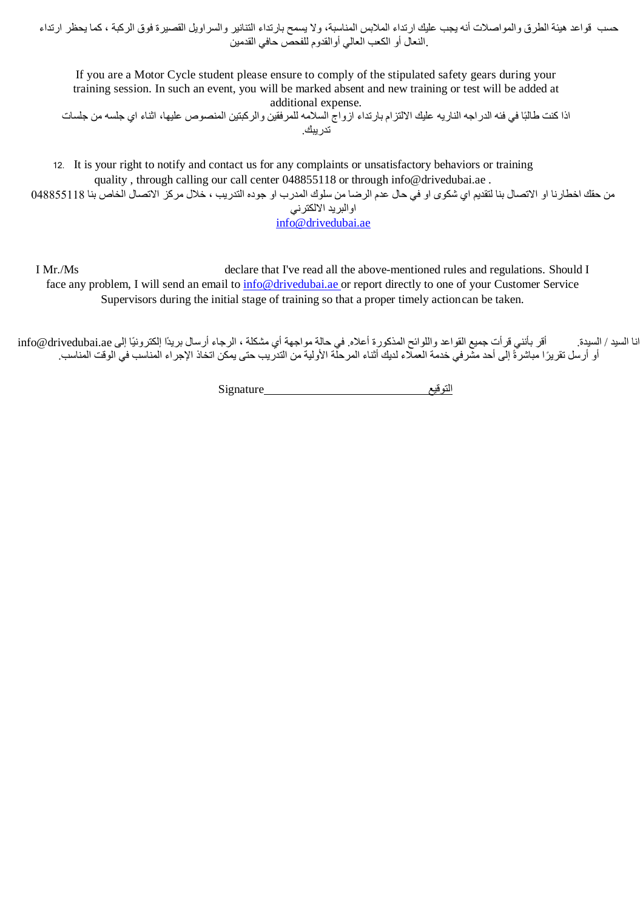حسب قواعد هيئة الطرق والمواصلات أنه يجب عليك ارتداء الملابس المناسبة، ولا يسمح بارتداء التنانير والسراويل القصيرة فوق الركبة ، كما يحظر ارتداء النعال أو الكعب العالي أوالقدوم للفحص حافي القدمين.

If you are a Motor Cycle student please ensure to comply of the stipulated safety gears during your training session. In such an event, you will be marked absent and new training or test will be added at additional expense.

اذا كنت طالبًا في فئه الدراجه الناريه عليك الالتزام بارتداء ازواج السلامه للمرفقين والركبتين المنصوص عليها، اثناء اي جلسه من جلسات تدريبك.

12. It is your right to notify and contact us for any complaints or unsatisfactory behaviors or training quality , through calling our call center 048855118 or through info@drivedubai.ae .

من حقك اخطارنا او الاتصال بنا لتقديم اي شكوى او في حال عدم الرضا من سلوك المدرب او جوده التدريب ، خلال مركز الاتصال الخاص بنا 048855118 اوالبريد الالكتروني
info@drivedubai.ae

I Mr./Ms                                        declare that I've read all the above-mentioned rules and regulations. Should I face any problem, I will send an email to info@drivedubai.ae or report directly to one of your Customer Service Supervisors during the initial stage of training so that a proper timely action can be taken.

انا السيد / السيدة.            أقر بأنني قرأت جميع القواعد واللوائح المذكورة أعلاه. في حالة مواجهة أي مشكلة ، الرجاء أرسال بريدًا إلكترونيًا إلى info@drivedubai.ae أو أرسل تقريرًا مباشرةً إلى أحد مشرفي خدمة العملاء لديك أثناء المرحلة الأولية من التدريب حتى يمكن اتخاذ الإجراء المناسب في الوقت المناسب.

Signature\_\_\_\_\_\_\_\_\_\_\_\_\_\_\_\_\_\_\_\_\_\_\_\_\_\_\_\_التوقيع